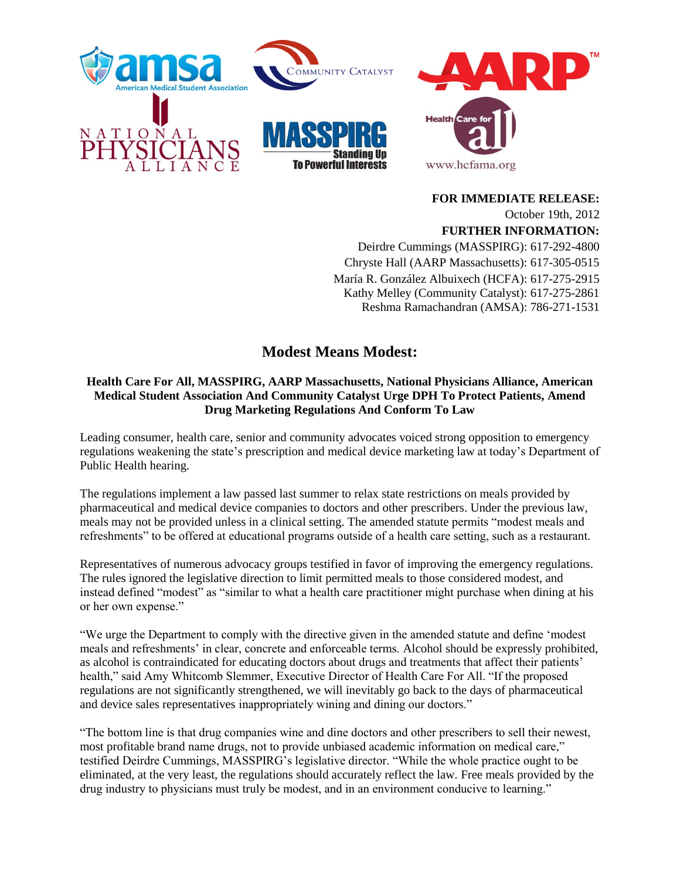**FOR IMMEDIATE RELEASE:**
October 19th, 2012
**FURTHER INFORMATION:**
Deirdre Cummings (MASSPIRG): 617-292-4800
Chryste Hall (AARP Massachusetts): 617-305-0515
María R. González Albuixech (HCFA): 617-275-2915
Kathy Melley (Community Catalyst): 617-275-2861
Reshma Ramachandran (AMSA): 786-271-1531

# Modest Means Modest:

### Health Care For All, MASSPIRG, AARP Massachusetts, National Physicians Alliance, American Medical Student Association And Community Catalyst Urge DPH To Protect Patients, Amend Drug Marketing Regulations And Conform To Law

Leading consumer, health care, senior and community advocates voiced strong opposition to emergency regulations weakening the state's prescription and medical device marketing law at today's Department of Public Health hearing.

The regulations implement a law passed last summer to relax state restrictions on meals provided by pharmaceutical and medical device companies to doctors and other prescribers. Under the previous law, meals may not be provided unless in a clinical setting. The amended statute permits "modest meals and refreshments" to be offered at educational programs outside of a health care setting, such as a restaurant.

Representatives of numerous advocacy groups testified in favor of improving the emergency regulations. The rules ignored the legislative direction to limit permitted meals to those considered modest, and instead defined "modest" as "similar to what a health care practitioner might purchase when dining at his or her own expense."

"We urge the Department to comply with the directive given in the amended statute and define 'modest meals and refreshments' in clear, concrete and enforceable terms. Alcohol should be expressly prohibited, as alcohol is contraindicated for educating doctors about drugs and treatments that affect their patients' health," said Amy Whitcomb Slemmer, Executive Director of Health Care For All. "If the proposed regulations are not significantly strengthened, we will inevitably go back to the days of pharmaceutical and device sales representatives inappropriately wining and dining our doctors."

"The bottom line is that drug companies wine and dine doctors and other prescribers to sell their newest, most profitable brand name drugs, not to provide unbiased academic information on medical care," testified Deirdre Cummings, MASSPIRG's legislative director. "While the whole practice ought to be eliminated, at the very least, the regulations should accurately reflect the law. Free meals provided by the drug industry to physicians must truly be modest, and in an environment conducive to learning."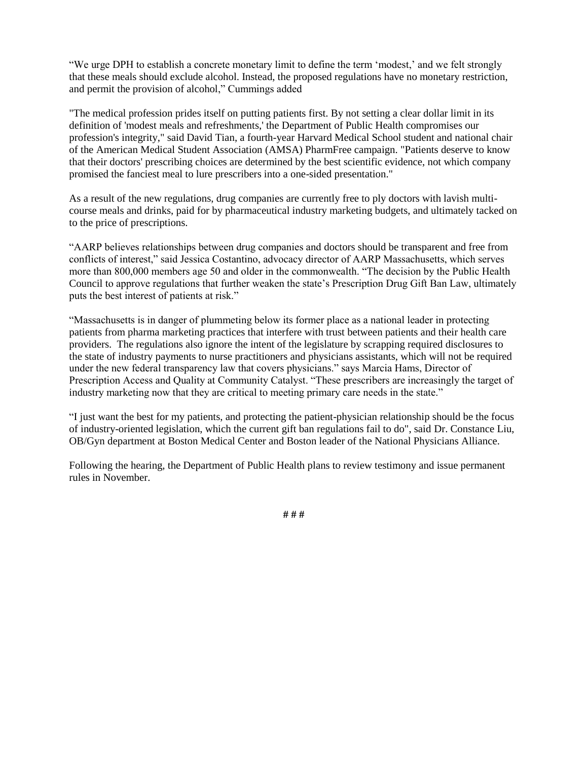"We urge DPH to establish a concrete monetary limit to define the term 'modest,' and we felt strongly that these meals should exclude alcohol. Instead, the proposed regulations have no monetary restriction, and permit the provision of alcohol," Cummings added

"The medical profession prides itself on putting patients first. By not setting a clear dollar limit in its definition of 'modest meals and refreshments,' the Department of Public Health compromises our profession's integrity," said David Tian, a fourth-year Harvard Medical School student and national chair of the American Medical Student Association (AMSA) PharmFree campaign. "Patients deserve to know that their doctors' prescribing choices are determined by the best scientific evidence, not which company promised the fanciest meal to lure prescribers into a one-sided presentation."

As a result of the new regulations, drug companies are currently free to ply doctors with lavish multi-course meals and drinks, paid for by pharmaceutical industry marketing budgets, and ultimately tacked on to the price of prescriptions.

"AARP believes relationships between drug companies and doctors should be transparent and free from conflicts of interest," said Jessica Costantino, advocacy director of AARP Massachusetts, which serves more than 800,000 members age 50 and older in the commonwealth. "The decision by the Public Health Council to approve regulations that further weaken the state's Prescription Drug Gift Ban Law, ultimately puts the best interest of patients at risk."

"Massachusetts is in danger of plummeting below its former place as a national leader in protecting patients from pharma marketing practices that interfere with trust between patients and their health care providers. The regulations also ignore the intent of the legislature by scrapping required disclosures to the state of industry payments to nurse practitioners and physicians assistants, which will not be required under the new federal transparency law that covers physicians." says Marcia Hams, Director of Prescription Access and Quality at Community Catalyst. "These prescribers are increasingly the target of industry marketing now that they are critical to meeting primary care needs in the state."

"I just want the best for my patients, and protecting the patient-physician relationship should be the focus of industry-oriented legislation, which the current gift ban regulations fail to do", said Dr. Constance Liu, OB/Gyn department at Boston Medical Center and Boston leader of the National Physicians Alliance.

Following the hearing, the Department of Public Health plans to review testimony and issue permanent rules in November.

# # #